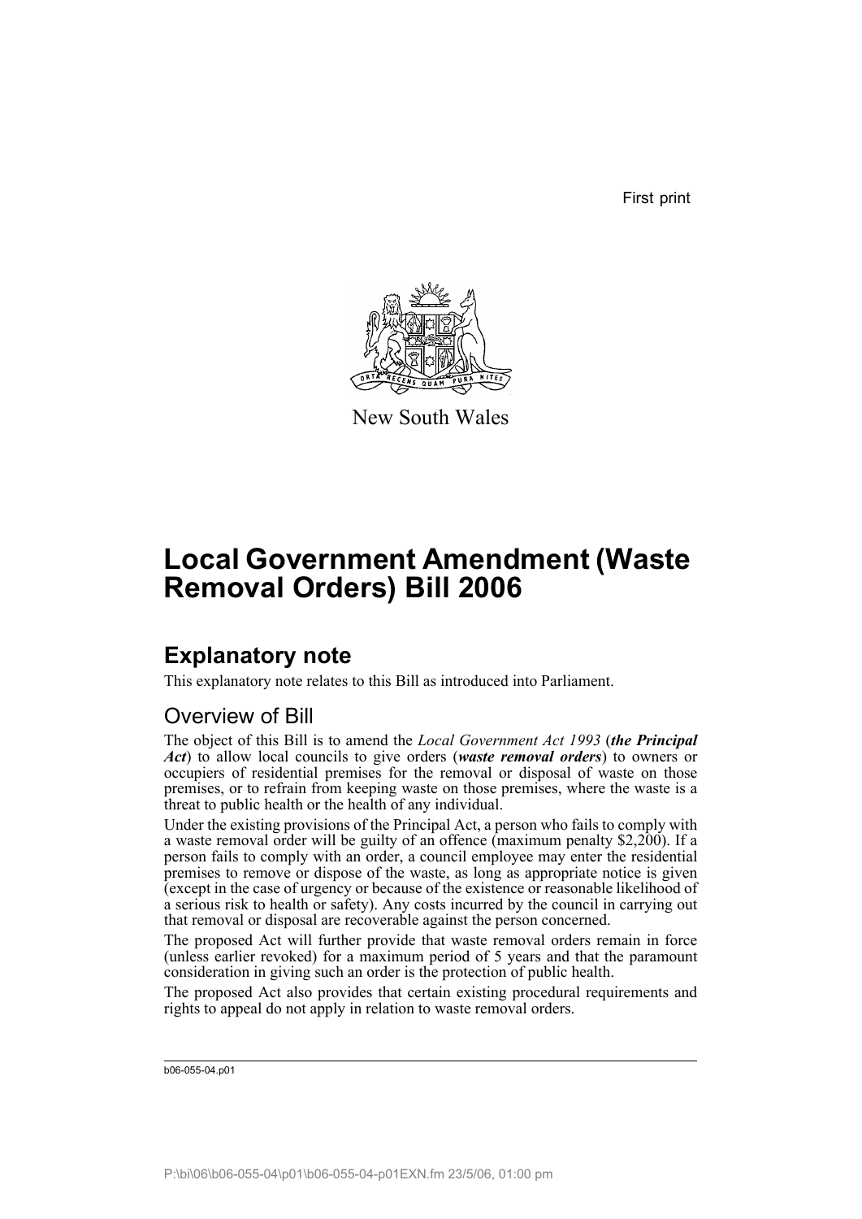First print

New South Wales

# Local Government Amendment (Waste Removal Orders) Bill 2006

## Explanatory note

This explanatory note relates to this Bill as introduced into Parliament.

### Overview of Bill

The object of this Bill is to amend the *Local Government Act 1993* (***the Principal Act***) to allow local councils to give orders (***waste removal orders***) to owners or occupiers of residential premises for the removal or disposal of waste on those premises, or to refrain from keeping waste on those premises, where the waste is a threat to public health or the health of any individual.

Under the existing provisions of the Principal Act, a person who fails to comply with a waste removal order will be guilty of an offence (maximum penalty $2,200). If a person fails to comply with an order, a council employee may enter the residential premises to remove or dispose of the waste, as long as appropriate notice is given (except in the case of urgency or because of the existence or reasonable likelihood of a serious risk to health or safety). Any costs incurred by the council in carrying out that removal or disposal are recoverable against the person concerned.

The proposed Act will further provide that waste removal orders remain in force (unless earlier revoked) for a maximum period of 5 years and that the paramount consideration in giving such an order is the protection of public health.

The proposed Act also provides that certain existing procedural requirements and rights to appeal do not apply in relation to waste removal orders.

b06-055-04.p01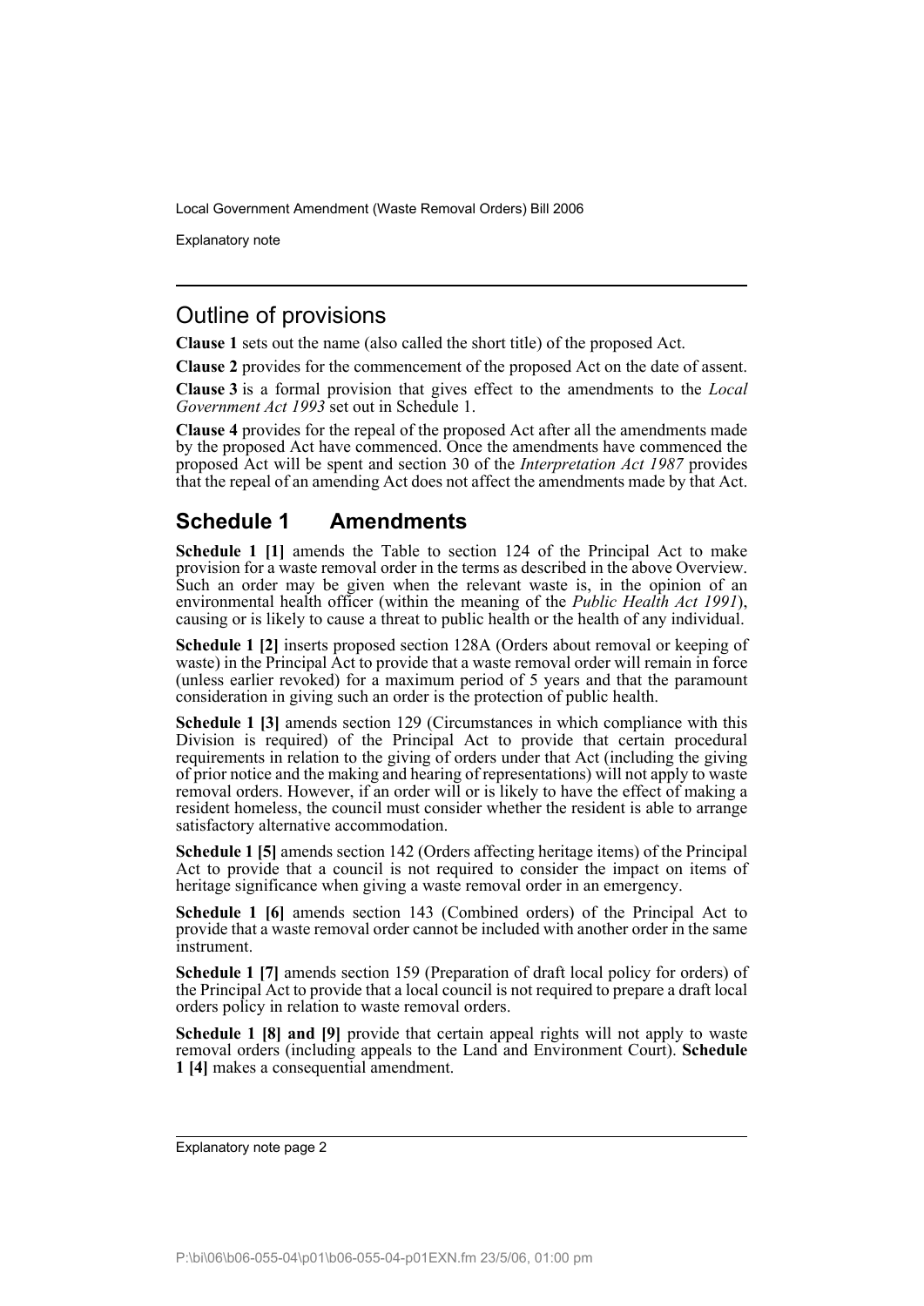## Outline of provisions

**Clause 1** sets out the name (also called the short title) of the proposed Act.

**Clause 2** provides for the commencement of the proposed Act on the date of assent.

**Clause 3** is a formal provision that gives effect to the amendments to the *Local Government Act 1993* set out in Schedule 1.

**Clause 4** provides for the repeal of the proposed Act after all the amendments made by the proposed Act have commenced. Once the amendments have commenced the proposed Act will be spent and section 30 of the *Interpretation Act 1987* provides that the repeal of an amending Act does not affect the amendments made by that Act.

## Schedule 1 Amendments

**Schedule 1 [1]** amends the Table to section 124 of the Principal Act to make provision for a waste removal order in the terms as described in the above Overview. Such an order may be given when the relevant waste is, in the opinion of an environmental health officer (within the meaning of the *Public Health Act 1991*), causing or is likely to cause a threat to public health or the health of any individual.

**Schedule 1 [2]** inserts proposed section 128A (Orders about removal or keeping of waste) in the Principal Act to provide that a waste removal order will remain in force (unless earlier revoked) for a maximum period of 5 years and that the paramount consideration in giving such an order is the protection of public health.

**Schedule 1 [3]** amends section 129 (Circumstances in which compliance with this Division is required) of the Principal Act to provide that certain procedural requirements in relation to the giving of orders under that Act (including the giving of prior notice and the making and hearing of representations) will not apply to waste removal orders. However, if an order will or is likely to have the effect of making a resident homeless, the council must consider whether the resident is able to arrange satisfactory alternative accommodation.

**Schedule 1 [5]** amends section 142 (Orders affecting heritage items) of the Principal Act to provide that a council is not required to consider the impact on items of heritage significance when giving a waste removal order in an emergency.

**Schedule 1 [6]** amends section 143 (Combined orders) of the Principal Act to provide that a waste removal order cannot be included with another order in the same instrument.

**Schedule 1 [7]** amends section 159 (Preparation of draft local policy for orders) of the Principal Act to provide that a local council is not required to prepare a draft local orders policy in relation to waste removal orders.

**Schedule 1 [8] and [9]** provide that certain appeal rights will not apply to waste removal orders (including appeals to the Land and Environment Court). **Schedule 1 [4]** makes a consequential amendment.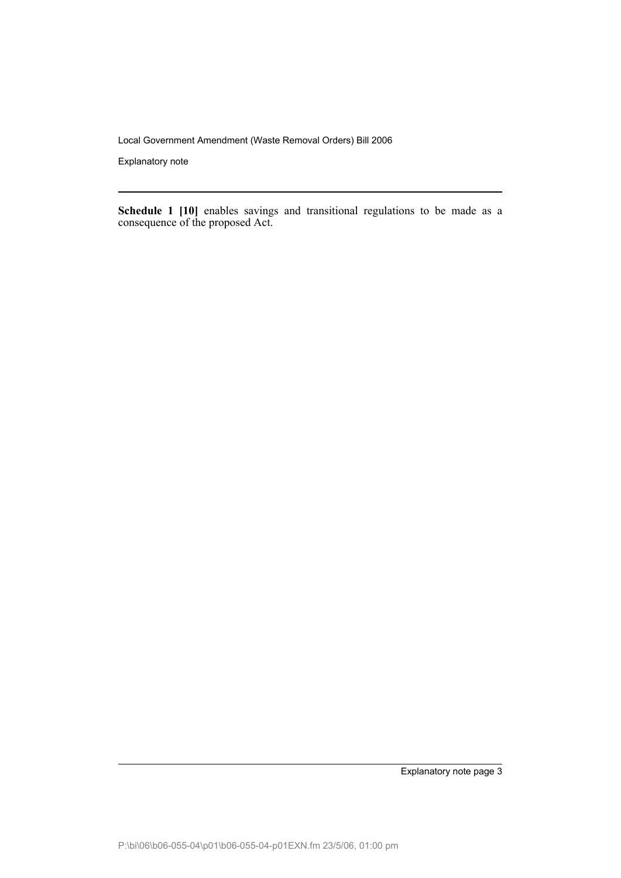**Schedule 1 [10]** enables savings and transitional regulations to be made as a consequence of the proposed Act.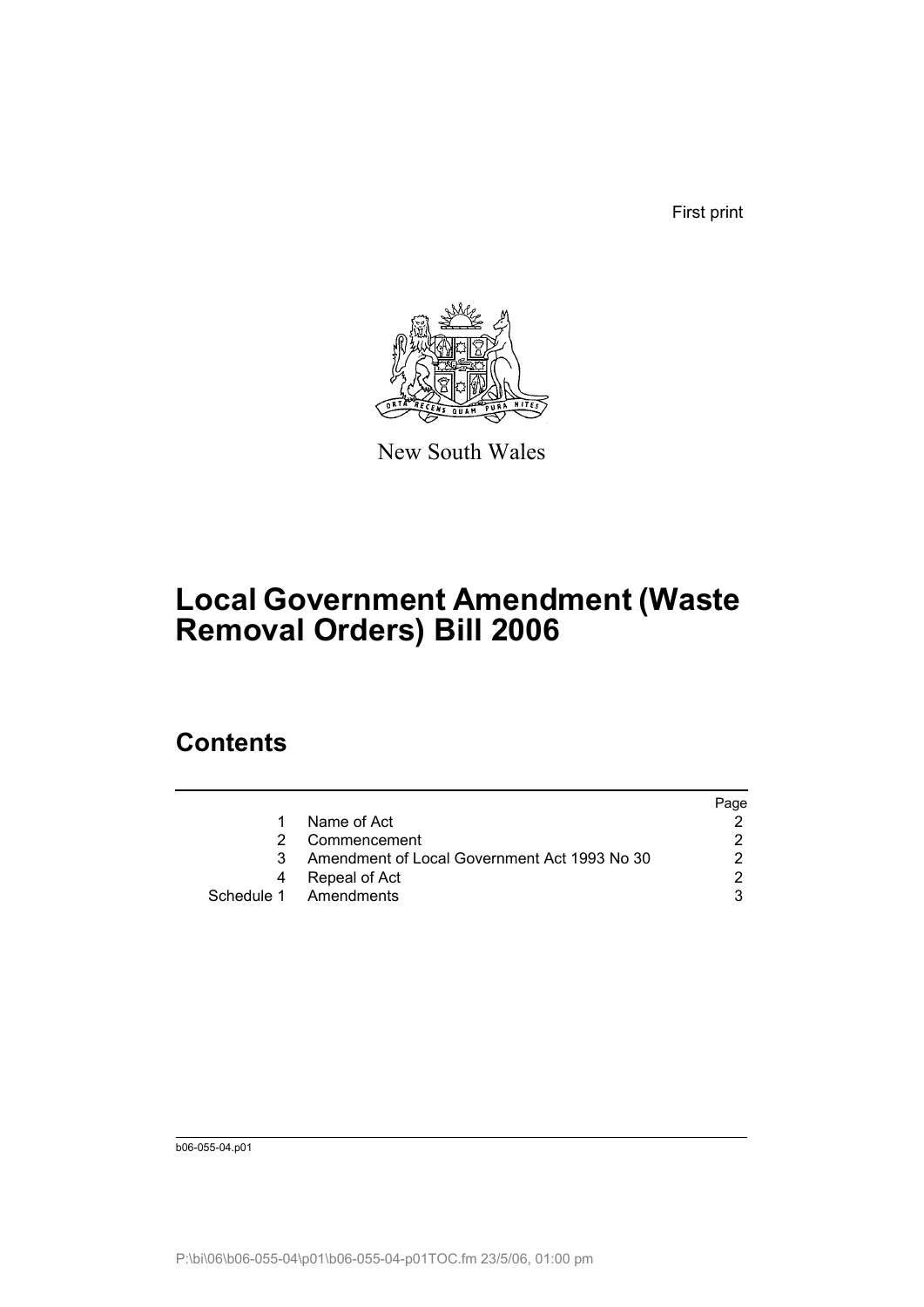First print

New South Wales

# Local Government Amendment (Waste Removal Orders) Bill 2006

## Contents

| | | Page |
|---|---|---|
| 1 | Name of Act | 2 |
| 2 | Commencement | 2 |
| 3 | Amendment of Local Government Act 1993 No 30 | 2 |
| 4 | Repeal of Act | 2 |
| Schedule 1 | Amendments | 3 |

b06-055-04.p01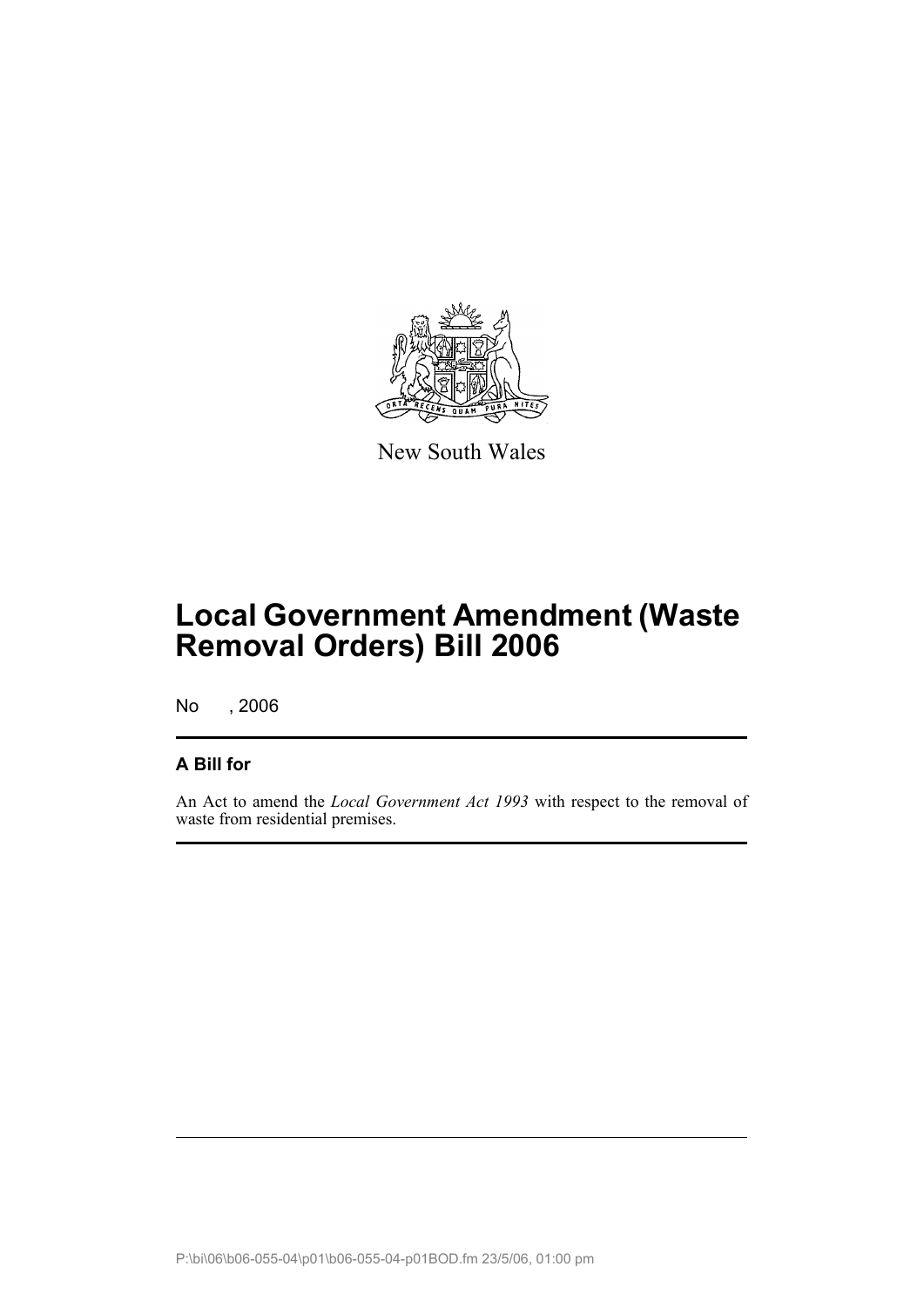New South Wales

# Local Government Amendment (Waste Removal Orders) Bill 2006

No , 2006

## A Bill for

An Act to amend the *Local Government Act 1993* with respect to the removal of waste from residential premises.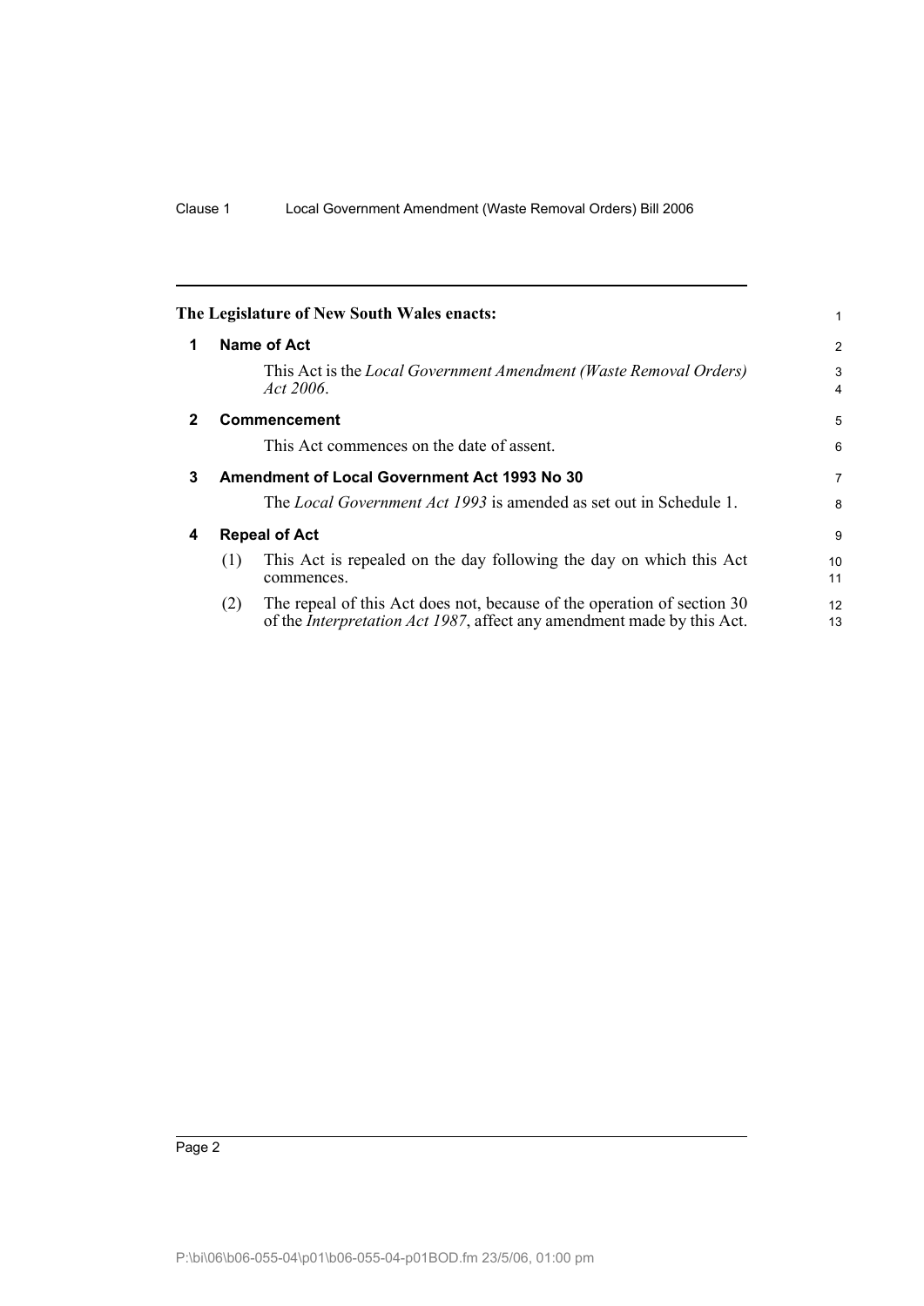**The Legislature of New South Wales enacts:**

## 1 Name of Act

This Act is the *Local Government Amendment (Waste Removal Orders) Act 2006*.

## 2 Commencement

This Act commences on the date of assent.

## 3 Amendment of Local Government Act 1993 No 30

The *Local Government Act 1993* is amended as set out in Schedule 1.

## 4 Repeal of Act

(1) This Act is repealed on the day following the day on which this Act commences.

(2) The repeal of this Act does not, because of the operation of section 30 of the *Interpretation Act 1987*, affect any amendment made by this Act.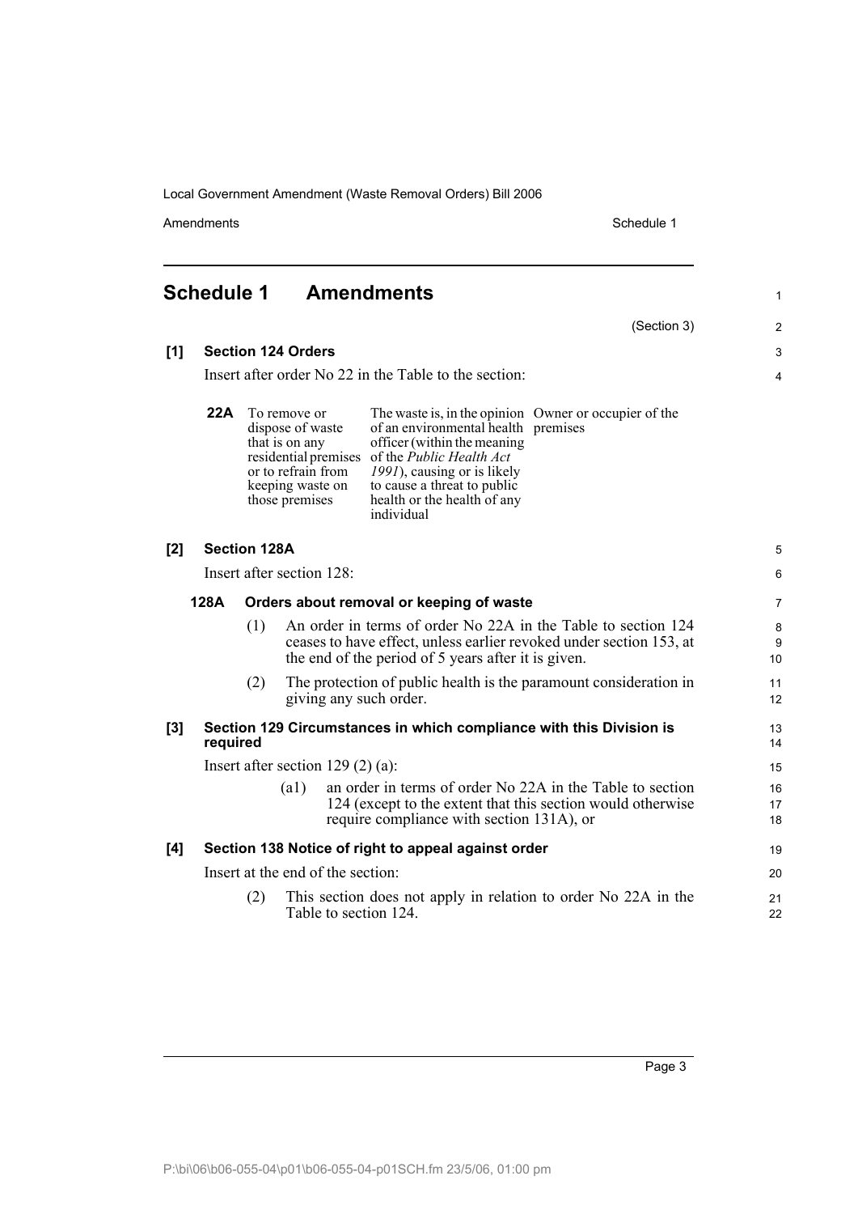## Schedule 1 Amendments

(Section 3)

**[1] Section 124 Orders**

Insert after order No 22 in the Table to the section:

| | | | |
|---|---|---|---|
| **22A** | To remove or dispose of waste that is on any residential premises or to refrain from keeping waste on those premises | The waste is, in the opinion of an environmental health officer (within the meaning of the *Public Health Act 1991*), causing or is likely to cause a threat to public health or the health of any individual | Owner or occupier of the premises |

**[2] Section 128A**

Insert after section 128:

**128A Orders about removal or keeping of waste**

(1) An order in terms of order No 22A in the Table to section 124 ceases to have effect, unless earlier revoked under section 153, at the end of the period of 5 years after it is given.

(2) The protection of public health is the paramount consideration in giving any such order.

**[3] Section 129 Circumstances in which compliance with this Division is required**

Insert after section 129 (2) (a):

(a1) an order in terms of order No 22A in the Table to section 124 (except to the extent that this section would otherwise require compliance with section 131A), or

**[4] Section 138 Notice of right to appeal against order**

Insert at the end of the section:

(2) This section does not apply in relation to order No 22A in the Table to section 124.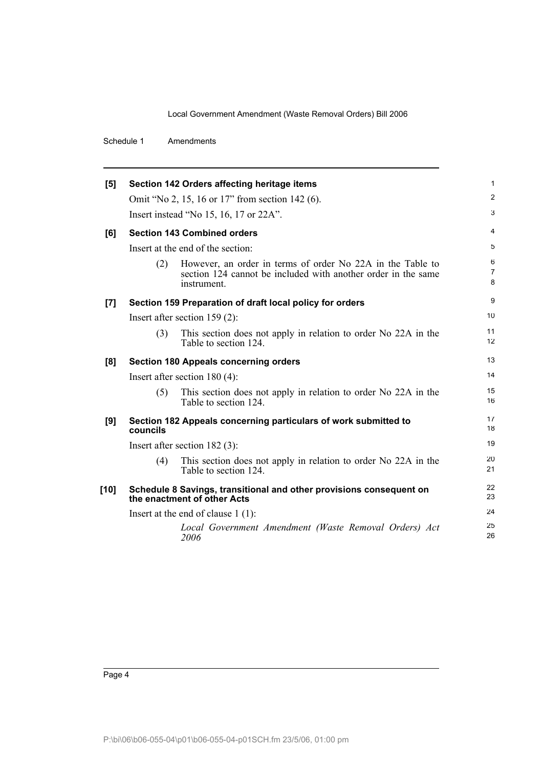**[5] Section 142 Orders affecting heritage items**

Omit "No 2, 15, 16 or 17" from section 142 (6).

Insert instead "No 15, 16, 17 or 22A".

**[6] Section 143 Combined orders**

Insert at the end of the section:

(2) However, an order in terms of order No 22A in the Table to section 124 cannot be included with another order in the same instrument.

**[7] Section 159 Preparation of draft local policy for orders**

Insert after section 159 (2):

(3) This section does not apply in relation to order No 22A in the Table to section 124.

**[8] Section 180 Appeals concerning orders**

Insert after section 180 (4):

(5) This section does not apply in relation to order No 22A in the Table to section 124.

**[9] Section 182 Appeals concerning particulars of work submitted to councils**

Insert after section 182 (3):

(4) This section does not apply in relation to order No 22A in the Table to section 124.

**[10] Schedule 8 Savings, transitional and other provisions consequent on the enactment of other Acts**

Insert at the end of clause 1 (1):

*Local Government Amendment (Waste Removal Orders) Act 2006*